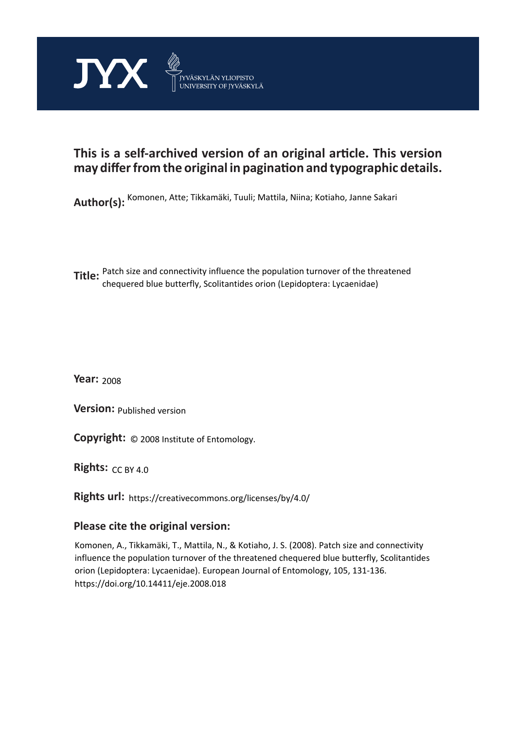JYX JYVÄSKYLÄN YLIOPISTO UNIVERSITY OF JYVÄSKYLÄ

**This is a self-archived version of an original article. This version may differ from the original in pagination and typographic details.**

**Author(s):** Komonen, Atte; Tikkamäki, Tuuli; Mattila, Niina; Kotiaho, Janne Sakari

**Title:** Patch size and connectivity influence the population turnover of the threatened chequered blue butterfly, Scolitantides orion (Lepidoptera: Lycaenidae)

**Year:** 2008

**Version:** Published version

**Copyright:** © 2008 Institute of Entomology.

**Rights:** CC BY 4.0

**Rights url:** https://creativecommons.org/licenses/by/4.0/

**Please cite the original version:**

Komonen, A., Tikkamäki, T., Mattila, N., & Kotiaho, J. S. (2008). Patch size and connectivity influence the population turnover of the threatened chequered blue butterfly, Scolitantides orion (Lepidoptera: Lycaenidae). European Journal of Entomology, 105, 131-136. https://doi.org/10.14411/eje.2008.018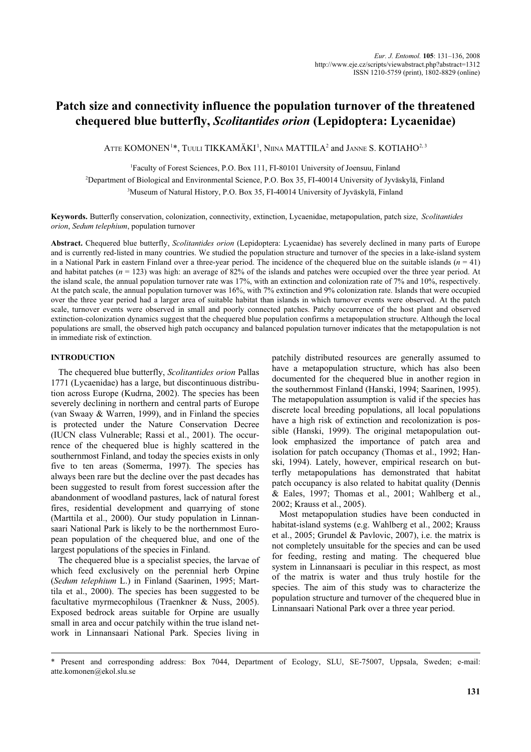# Patch size and connectivity influence the population turnover of the threatened chequered blue butterfly, *Scolitantides orion* (Lepidoptera: Lycaenidae)

ATTE KOMONEN[1]*, TUULI TIKKAMÄKI[1], NIINA MATTILA[2] and JANNE S. KOTIAHO[2, 3]

[1]Faculty of Forest Sciences, P.O. Box 111, FI-80101 University of Joensuu, Finland

[2]Department of Biological and Environmental Science, P.O. Box 35, FI-40014 University of Jyväskylä, Finland

[3]Museum of Natural History, P.O. Box 35, FI-40014 University of Jyväskylä, Finland

**Keywords.** Butterfly conservation, colonization, connectivity, extinction, Lycaenidae, metapopulation, patch size, *Scolitantides orion*, *Sedum telephium*, population turnover

**Abstract.** Chequered blue butterfly, *Scolitantides orion* (Lepidoptera: Lycaenidae) has severely declined in many parts of Europe and is currently red-listed in many countries. We studied the population structure and turnover of the species in a lake-island system in a National Park in eastern Finland over a three-year period. The incidence of the chequered blue on the suitable islands ($n = 41$) and habitat patches ($n = 123$) was high: an average of 82% of the islands and patches were occupied over the three year period. At the island scale, the annual population turnover rate was 17%, with an extinction and colonization rate of 7% and 10%, respectively. At the patch scale, the annual population turnover was 16%, with 7% extinction and 9% colonization rate. Islands that were occupied over the three year period had a larger area of suitable habitat than islands in which turnover events were observed. At the patch scale, turnover events were observed in small and poorly connected patches. Patchy occurrence of the host plant and observed extinction-colonization dynamics suggest that the chequered blue population confirms a metapopulation structure. Although the local populations are small, the observed high patch occupancy and balanced population turnover indicates that the metapopulation is not in immediate risk of extinction.

## INTRODUCTION

The chequered blue butterfly, *Scolitantides orion* Pallas 1771 (Lycaenidae) has a large, but discontinuous distribution across Europe (Kudrna, 2002). The species has been severely declining in northern and central parts of Europe (van Swaay & Warren, 1999), and in Finland the species is protected under the Nature Conservation Decree (IUCN class Vulnerable; Rassi et al., 2001). The occurrence of the chequered blue is highly scattered in the southernmost Finland, and today the species exists in only five to ten areas (Somerma, 1997). The species has always been rare but the decline over the past decades has been suggested to result from forest succession after the abandonment of woodland pastures, lack of natural forest fires, residential development and quarrying of stone (Marttila et al., 2000). Our study population in Linnansaari National Park is likely to be the northernmost European population of the chequered blue, and one of the largest populations of the species in Finland.

The chequered blue is a specialist species, the larvae of which feed exclusively on the perennial herb Orpine (*Sedum telephium* L.) in Finland (Saarinen, 1995; Marttila et al., 2000). The species has been suggested to be facultative myrmecophilous (Traenkner & Nuss, 2005). Exposed bedrock areas suitable for Orpine are usually small in area and occur patchily within the true island network in Linnansaari National Park. Species living in patchily distributed resources are generally assumed to have a metapopulation structure, which has also been documented for the chequered blue in another region in the southernmost Finland (Hanski, 1994; Saarinen, 1995). The metapopulation assumption is valid if the species has discrete local breeding populations, all local populations have a high risk of extinction and recolonization is possible (Hanski, 1999). The original metapopulation outlook emphasized the importance of patch area and isolation for patch occupancy (Thomas et al., 1992; Hanski, 1994). Lately, however, empirical research on butterfly metapopulations has demonstrated that habitat patch occupancy is also related to habitat quality (Dennis & Eales, 1997; Thomas et al., 2001; Wahlberg et al., 2002; Krauss et al., 2005).

Most metapopulation studies have been conducted in habitat-island systems (e.g. Wahlberg et al., 2002; Krauss et al., 2005; Grundel & Pavlovic, 2007), i.e. the matrix is not completely unsuitable for the species and can be used for feeding, resting and mating. The chequered blue system in Linnansaari is peculiar in this respect, as most of the matrix is water and thus truly hostile for the species. The aim of this study was to characterize the population structure and turnover of the chequered blue in Linnansaari National Park over a three year period.

* Present and corresponding address: Box 7044, Department of Ecology, SLU, SE-75007, Uppsala, Sweden; e-mail: atte.komonen@ekol.slu.se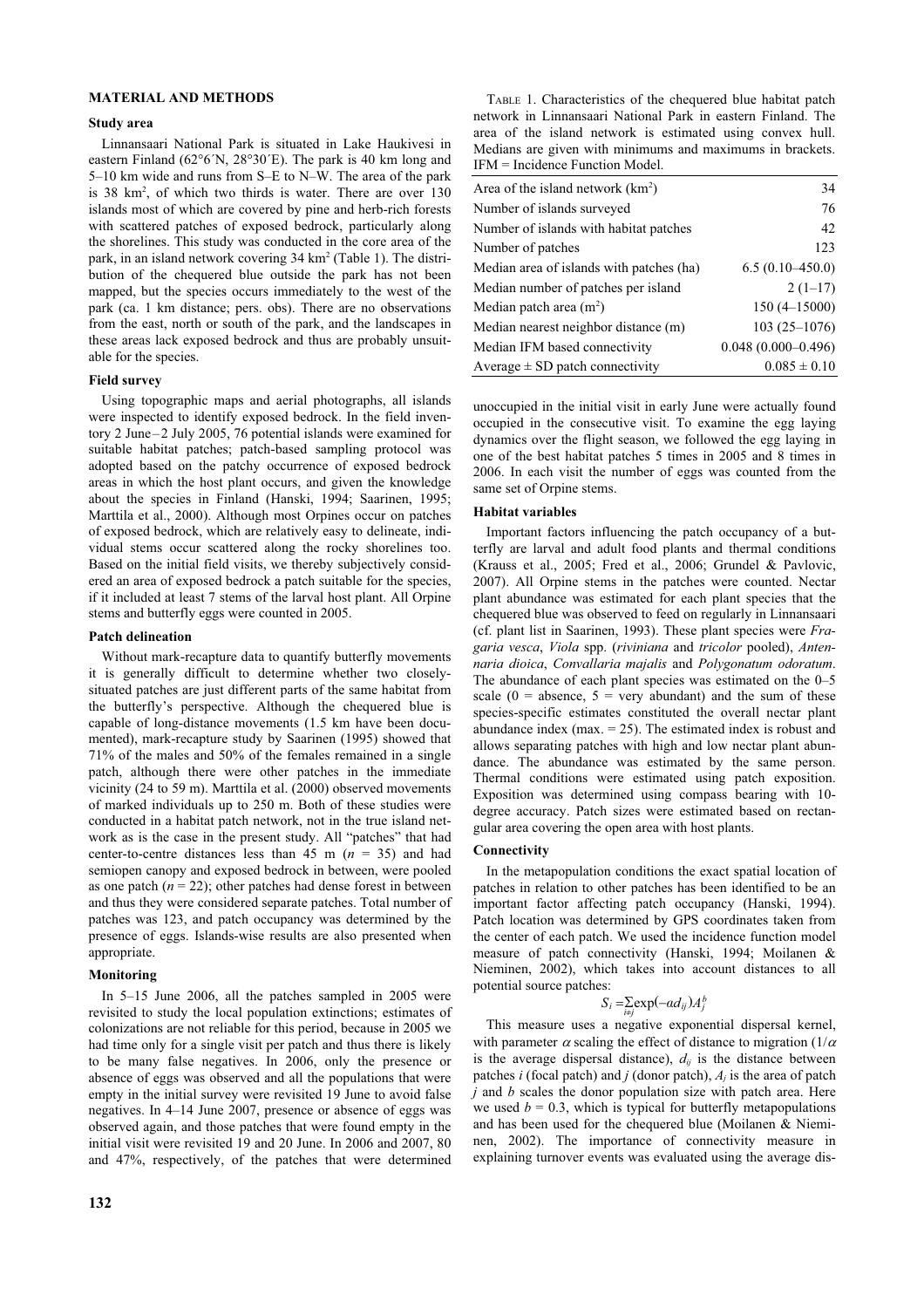## MATERIAL AND METHODS

### Study area

Linnansaari National Park is situated in Lake Haukivesi in eastern Finland (62°6´N, 28°30´E). The park is 40 km long and 5–10 km wide and runs from S–E to N–W. The area of the park is 38 km$^2$, of which two thirds is water. There are over 130 islands most of which are covered by pine and herb-rich forests with scattered patches of exposed bedrock, particularly along the shorelines. This study was conducted in the core area of the park, in an island network covering 34 km$^2$ (Table 1). The distribution of the chequered blue outside the park has not been mapped, but the species occurs immediately to the west of the park (ca. 1 km distance; pers. obs). There are no observations from the east, north or south of the park, and the landscapes in these areas lack exposed bedrock and thus are probably unsuitable for the species.

### Field survey

Using topographic maps and aerial photographs, all islands were inspected to identify exposed bedrock. In the field inventory 2 June – 2 July 2005, 76 potential islands were examined for suitable habitat patches; patch-based sampling protocol was adopted based on the patchy occurrence of exposed bedrock areas in which the host plant occurs, and given the knowledge about the species in Finland (Hanski, 1994; Saarinen, 1995; Marttila et al., 2000). Although most Orpines occur on patches of exposed bedrock, which are relatively easy to delineate, individual stems occur scattered along the rocky shorelines too. Based on the initial field visits, we thereby subjectively considered an area of exposed bedrock a patch suitable for the species, if it included at least 7 stems of the larval host plant. All Orpine stems and butterfly eggs were counted in 2005.

### Patch delineation

Without mark-recapture data to quantify butterfly movements it is generally difficult to determine whether two closely-situated patches are just different parts of the same habitat from the butterfly's perspective. Although the chequered blue is capable of long-distance movements (1.5 km have been documented), mark-recapture study by Saarinen (1995) showed that 71% of the males and 50% of the females remained in a single patch, although there were other patches in the immediate vicinity (24 to 59 m). Marttila et al. (2000) observed movements of marked individuals up to 250 m. Both of these studies were conducted in a habitat patch network, not in the true island network as is the case in the present study. All "patches" that had center-to-centre distances less than 45 m ($n$ = 35) and had semiopen canopy and exposed bedrock in between, were pooled as one patch ($n$ = 22); other patches had dense forest in between and thus they were considered separate patches. Total number of patches was 123, and patch occupancy was determined by the presence of eggs. Islands-wise results are also presented when appropriate.

### Monitoring

In 5–15 June 2006, all the patches sampled in 2005 were revisited to study the local population extinctions; estimates of colonizations are not reliable for this period, because in 2005 we had time only for a single visit per patch and thus there is likely to be many false negatives. In 2006, only the presence or absence of eggs was observed and all the populations that were empty in the initial survey were revisited 19 June to avoid false negatives. In 4–14 June 2007, presence or absence of eggs was observed again, and those patches that were found empty in the initial visit were revisited 19 and 20 June. In 2006 and 2007, 80 and 47%, respectively, of the patches that were determined unoccupied in the initial visit in early June were actually found occupied in the consecutive visit. To examine the egg laying dynamics over the flight season, we followed the egg laying in one of the best habitat patches 5 times in 2005 and 8 times in 2006. In each visit the number of eggs was counted from the same set of Orpine stems.

TABLE 1. Characteristics of the chequered blue habitat patch network in Linnansaari National Park in eastern Finland. The area of the island network is estimated using convex hull. Medians are given with minimums and maximums in brackets. IFM = Incidence Function Model.

| | |
|---|---|
| Area of the island network (km$^2$) | 34 |
| Number of islands surveyed | 76 |
| Number of islands with habitat patches | 42 |
| Number of patches | 123 |
| Median area of islands with patches (ha) | 6.5 (0.10–450.0) |
| Median number of patches per island | 2 (1–17) |
| Median patch area (m$^2$) | 150 (4–15000) |
| Median nearest neighbor distance (m) | 103 (25–1076) |
| Median IFM based connectivity | 0.048 (0.000–0.496) |
| Average ± SD patch connectivity | 0.085 ± 0.10 |

### Habitat variables

Important factors influencing the patch occupancy of a butterfly are larval and adult food plants and thermal conditions (Krauss et al., 2005; Fred et al., 2006; Grundel & Pavlovic, 2007). All Orpine stems in the patches were counted. Nectar plant abundance was estimated for each plant species that the chequered blue was observed to feed on regularly in Linnansaari (cf. plant list in Saarinen, 1993). These plant species were *Fragaria vesca*, *Viola* spp. (*riviniana* and *tricolor* pooled), *Antennaria dioica*, *Convallaria majalis* and *Polygonatum odoratum*. The abundance of each plant species was estimated on the 0–5 scale (0 = absence, 5 = very abundant) and the sum of these species-specific estimates constituted the overall nectar plant abundance index (max. = 25). The estimated index is robust and allows separating patches with high and low nectar plant abundance. The abundance was estimated by the same person. Thermal conditions were estimated using patch exposition. Exposition was determined using compass bearing with 10-degree accuracy. Patch sizes were estimated based on rectangular area covering the open area with host plants.

### Connectivity

In the metapopulation conditions the exact spatial location of patches in relation to other patches has been identified to be an important factor affecting patch occupancy (Hanski, 1994). Patch location was determined by GPS coordinates taken from the center of each patch. We used the incidence function model measure of patch connectivity (Hanski, 1994; Moilanen & Nieminen, 2002), which takes into account distances to all potential source patches:

$$S_i = \sum_{i \neq j} \exp(-\alpha d_{ij}) A_j^b$$

This measure uses a negative exponential dispersal kernel, with parameter $\alpha$ scaling the effect of distance to migration ($1/\alpha$ is the average dispersal distance), $d_{ij}$ is the distance between patches $i$ (focal patch) and $j$ (donor patch), $A_j$ is the area of patch $j$ and $b$ scales the donor population size with patch area. Here we used $b$ = 0.3, which is typical for butterfly metapopulations and has been used for the chequered blue (Moilanen & Nieminen, 2002). The importance of connectivity measure in explaining turnover events was evaluated using the average dis-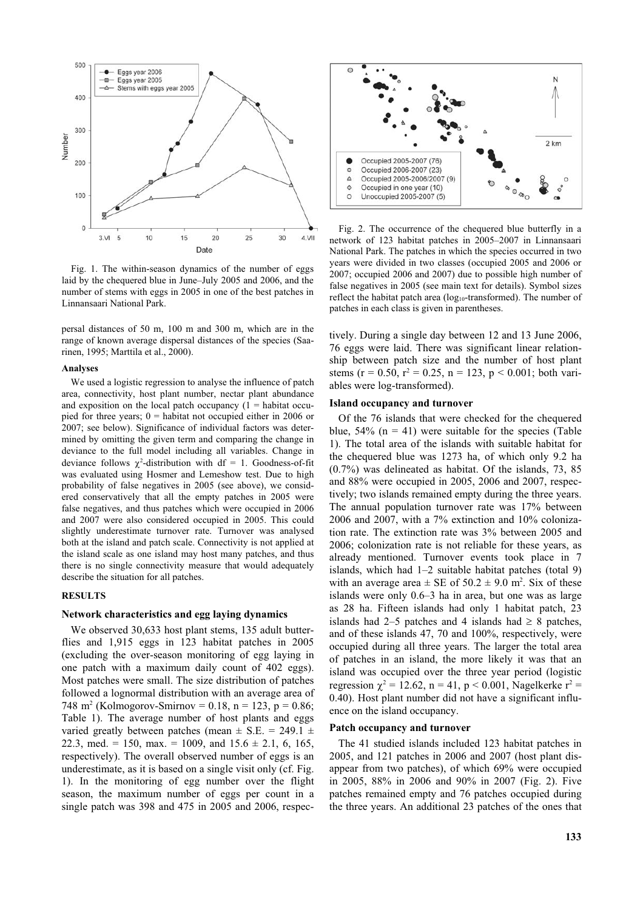Fig. 1. The within-season dynamics of the number of eggs laid by the chequered blue in June–July 2005 and 2006, and the number of stems with eggs in 2005 in one of the best patches in Linnansaari National Park.

Fig. 2. The occurrence of the chequered blue butterfly in a network of 123 habitat patches in 2005–2007 in Linnansaari National Park. The patches in which the species occurred in two years were divided in two classes (occupied 2005 and 2006 or 2007; occupied 2006 and 2007) due to possible high number of false negatives in 2005 (see main text for details). Symbol sizes reflect the habitat patch area ($\log_{10}$-transformed). The number of patches in each class is given in parentheses.

persal distances of 50 m, 100 m and 300 m, which are in the range of known average dispersal distances of the species (Saarinen, 1995; Marttila et al., 2000).

#### Analyses

We used a logistic regression to analyse the influence of patch area, connectivity, host plant number, nectar plant abundance and exposition on the local patch occupancy (1 = habitat occupied for three years; 0 = habitat not occupied either in 2006 or 2007; see below). Significance of individual factors was determined by omitting the given term and comparing the change in deviance to the full model including all variables. Change in deviance follows $\chi^2$-distribution with df = 1. Goodness-of-fit was evaluated using Hosmer and Lemeshow test. Due to high probability of false negatives in 2005 (see above), we considered conservatively that all the empty patches in 2005 were false negatives, and thus patches which were occupied in 2006 and 2007 were also considered occupied in 2005. This could slightly underestimate turnover rate. Turnover was analysed both at the island and patch scale. Connectivity is not applied at the island scale as one island may host many patches, and thus there is no single connectivity measure that would adequately describe the situation for all patches.

### RESULTS

#### Network characteristics and egg laying dynamics

We observed 30,633 host plant stems, 135 adult butterflies and 1,915 eggs in 123 habitat patches in 2005 (excluding the over-season monitoring of egg laying in one patch with a maximum daily count of 402 eggs). Most patches were small. The size distribution of patches followed a lognormal distribution with an average area of 748 $m^2$ (Kolmogorov-Smirnov = 0.18, n = 123, p = 0.86; Table 1). The average number of host plants and eggs varied greatly between patches (mean ± S.E. = 249.1 ± 22.3, med. = 150, max. = 1009, and 15.6 ± 2.1, 6, 165, respectively). The overall observed number of eggs is an underestimate, as it is based on a single visit only (cf. Fig. 1). In the monitoring of egg number over the flight season, the maximum number of eggs per count in a single patch was 398 and 475 in 2005 and 2006, respectively. During a single day between 12 and 13 June 2006, 76 eggs were laid. There was significant linear relationship between patch size and the number of host plant stems ($r = 0.50$, $r^2 = 0.25$, n = 123, $p < 0.001$; both variables were log-transformed).

#### Island occupancy and turnover

Of the 76 islands that were checked for the chequered blue, 54% (n = 41) were suitable for the species (Table 1). The total area of the islands with suitable habitat for the chequered blue was 1273 ha, of which only 9.2 ha (0.7%) was delineated as habitat. Of the islands, 73, 85 and 88% were occupied in 2005, 2006 and 2007, respectively; two islands remained empty during the three years. The annual population turnover rate was 17% between 2006 and 2007, with a 7% extinction and 10% colonization rate. The extinction rate was 3% between 2005 and 2006; colonization rate is not reliable for these years, as already mentioned. Turnover events took place in 7 islands, which had 1–2 suitable habitat patches (total 9) with an average area ± SE of 50.2 ± 9.0 $m^2$. Six of these islands were only 0.6–3 ha in area, but one was as large as 28 ha. Fifteen islands had only 1 habitat patch, 23 islands had 2–5 patches and 4 islands had ≥ 8 patches, and of these islands 47, 70 and 100%, respectively, were occupied during all three years. The larger the total area of patches in an island, the more likely it was that an island was occupied over the three year period (logistic regression $\chi^2 = 12.62$, n = 41, $p < 0.001$, Nagelkerke $r^2$ = 0.40). Host plant number did not have a significant influence on the island occupancy.

#### Patch occupancy and turnover

The 41 studied islands included 123 habitat patches in 2005, and 121 patches in 2006 and 2007 (host plant disappear from two patches), of which 69% were occupied in 2005, 88% in 2006 and 90% in 2007 (Fig. 2). Five patches remained empty and 76 patches occupied during the three years. An additional 23 patches of the ones that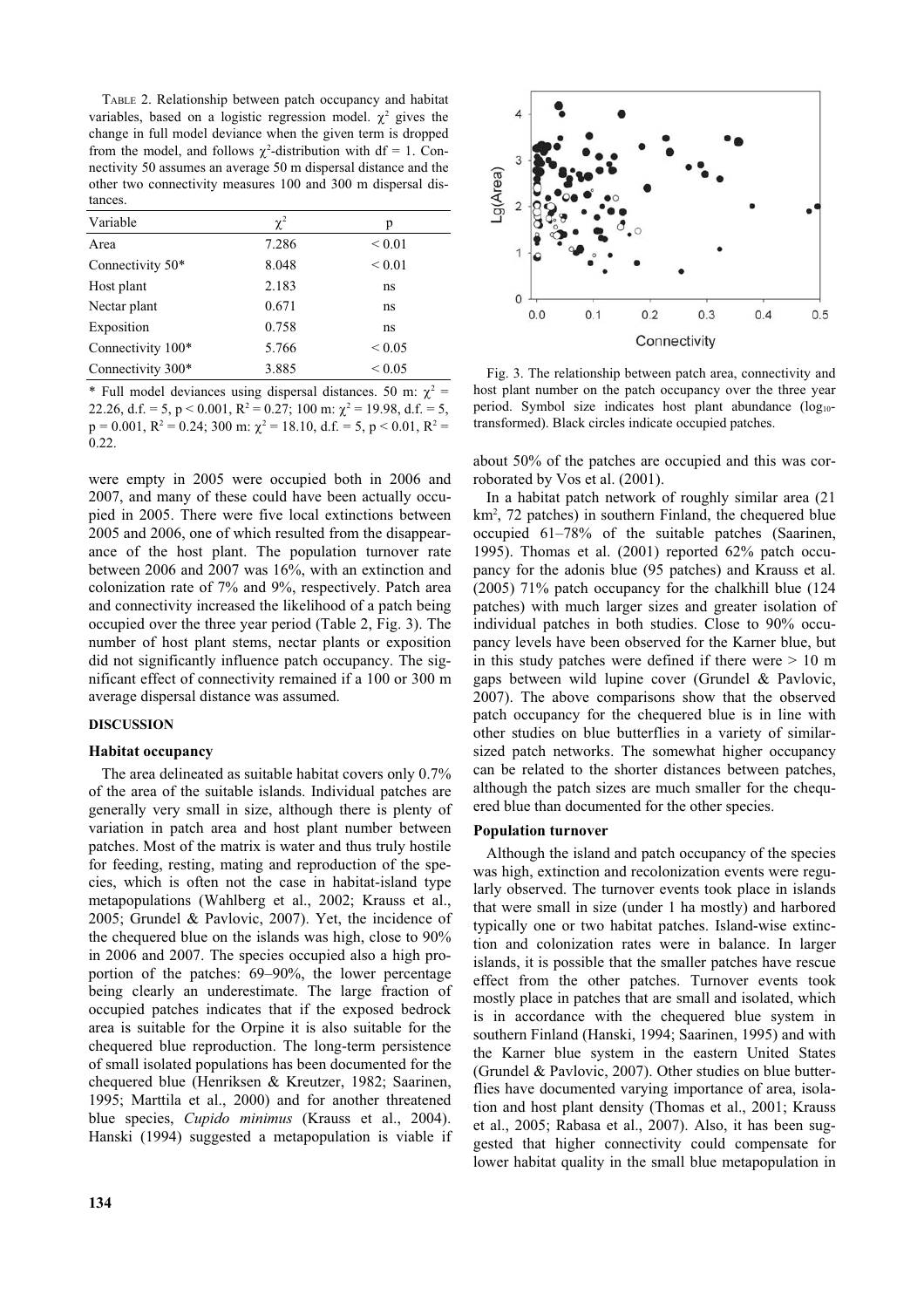TABLE 2. Relationship between patch occupancy and habitat variables, based on a logistic regression model. $\chi^2$ gives the change in full model deviance when the given term is dropped from the model, and follows $\chi^2$-distribution with df = 1. Connectivity 50 assumes an average 50 m dispersal distance and the other two connectivity measures 100 and 300 m dispersal distances.

| Variable | $\chi^2$ | p |
|---|---|---|
| Area | 7.286 | < 0.01 |
| Connectivity 50* | 8.048 | < 0.01 |
| Host plant | 2.183 | ns |
| Nectar plant | 0.671 | ns |
| Exposition | 0.758 | ns |
| Connectivity 100* | 5.766 | < 0.05 |
| Connectivity 300* | 3.885 | < 0.05 |

\* Full model deviances using dispersal distances. 50 m: $\chi^2$ = 22.26, d.f. = 5, $p < 0.001$, $R^2$ = 0.27; 100 m: $\chi^2$ = 19.98, d.f. = 5, p = 0.001, $R^2$ = 0.24; 300 m: $\chi^2$ = 18.10, d.f. = 5, $p < 0.01$, $R^2$ = 0.22.

were empty in 2005 were occupied both in 2006 and 2007, and many of these could have been actually occupied in 2005. There were five local extinctions between 2005 and 2006, one of which resulted from the disappearance of the host plant. The population turnover rate between 2006 and 2007 was 16%, with an extinction and colonization rate of 7% and 9%, respectively. Patch area and connectivity increased the likelihood of a patch being occupied over the three year period (Table 2, Fig. 3). The number of host plant stems, nectar plants or exposition did not significantly influence patch occupancy. The significant effect of connectivity remained if a 100 or 300 m average dispersal distance was assumed.

Fig. 3. The relationship between patch area, connectivity and host plant number on the patch occupancy over the three year period. Symbol size indicates host plant abundance ($\log_{10}$-transformed). Black circles indicate occupied patches.

## DISCUSSION

### Habitat occupancy

The area delineated as suitable habitat covers only 0.7% of the area of the suitable islands. Individual patches are generally very small in size, although there is plenty of variation in patch area and host plant number between patches. Most of the matrix is water and thus truly hostile for feeding, resting, mating and reproduction of the species, which is often not the case in habitat-island type metapopulations (Wahlberg et al., 2002; Krauss et al., 2005; Grundel & Pavlovic, 2007). Yet, the incidence of the chequered blue on the islands was high, close to 90% in 2006 and 2007. The species occupied also a high proportion of the patches: 69–90%, the lower percentage being clearly an underestimate. The large fraction of occupied patches indicates that if the exposed bedrock area is suitable for the Orpine it is also suitable for the chequered blue reproduction. The long-term persistence of small isolated populations has been documented for the chequered blue (Henriksen & Kreutzer, 1982; Saarinen, 1995; Marttila et al., 2000) and for another threatened blue species, *Cupido minimus* (Krauss et al., 2004). Hanski (1994) suggested a metapopulation is viable if about 50% of the patches are occupied and this was corroborated by Vos et al. (2001).

In a habitat patch network of roughly similar area (21 km², 72 patches) in southern Finland, the chequered blue occupied 61–78% of the suitable patches (Saarinen, 1995). Thomas et al. (2001) reported 62% patch occupancy for the adonis blue (95 patches) and Krauss et al. (2005) 71% patch occupancy for the chalkhill blue (124 patches) with much larger sizes and greater isolation of individual patches in both studies. Close to 90% occupancy levels have been observed for the Karner blue, but in this study patches were defined if there were > 10 m gaps between wild lupine cover (Grundel & Pavlovic, 2007). The above comparisons show that the observed patch occupancy for the chequered blue is in line with other studies on blue butterflies in a variety of similar-sized patch networks. The somewhat higher occupancy can be related to the shorter distances between patches, although the patch sizes are much smaller for the chequered blue than documented for the other species.

### Population turnover

Although the island and patch occupancy of the species was high, extinction and recolonization events were regularly observed. The turnover events took place in islands that were small in size (under 1 ha mostly) and harbored typically one or two habitat patches. Island-wise extinction and colonization rates were in balance. In larger islands, it is possible that the smaller patches have rescue effect from the other patches. Turnover events took mostly place in patches that are small and isolated, which is in accordance with the chequered blue system in southern Finland (Hanski, 1994; Saarinen, 1995) and with the Karner blue system in the eastern United States (Grundel & Pavlovic, 2007). Other studies on blue butterflies have documented varying importance of area, isolation and host plant density (Thomas et al., 2001; Krauss et al., 2005; Rabasa et al., 2007). Also, it has been suggested that higher connectivity could compensate for lower habitat quality in the small blue metapopulation in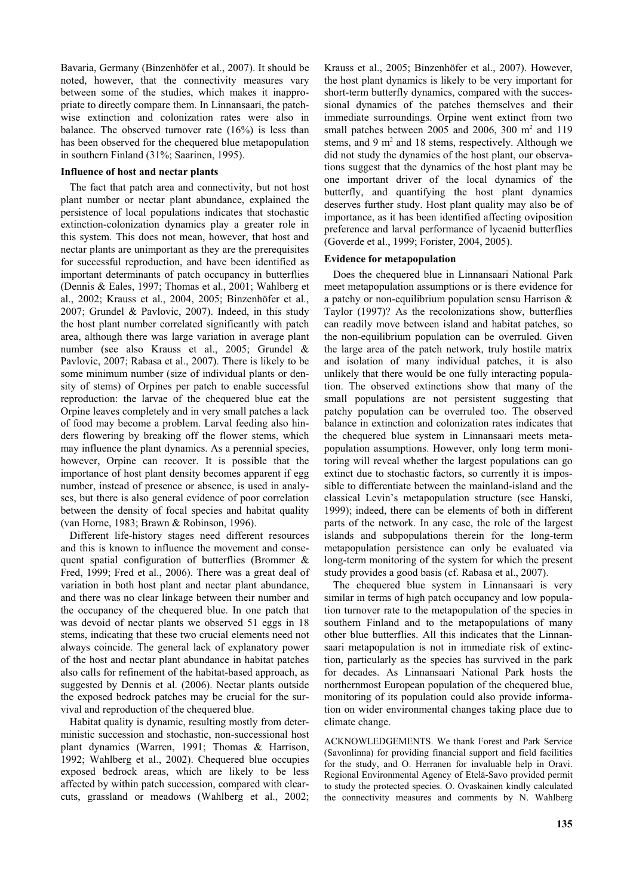Bavaria, Germany (Binzenhöfer et al., 2007). It should be noted, however, that the connectivity measures vary between some of the studies, which makes it inappropriate to directly compare them. In Linnansaari, the patchwise extinction and colonization rates were also in balance. The observed turnover rate (16%) is less than has been observed for the chequered blue metapopulation in southern Finland (31%; Saarinen, 1995).

### Influence of host and nectar plants

The fact that patch area and connectivity, but not host plant number or nectar plant abundance, explained the persistence of local populations indicates that stochastic extinction-colonization dynamics play a greater role in this system. This does not mean, however, that host and nectar plants are unimportant as they are the prerequisites for successful reproduction, and have been identified as important determinants of patch occupancy in butterflies (Dennis & Eales, 1997; Thomas et al., 2001; Wahlberg et al., 2002; Krauss et al., 2004, 2005; Binzenhöfer et al., 2007; Grundel & Pavlovic, 2007). Indeed, in this study the host plant number correlated significantly with patch area, although there was large variation in average plant number (see also Krauss et al., 2005; Grundel & Pavlovic, 2007; Rabasa et al., 2007). There is likely to be some minimum number (size of individual plants or density of stems) of Orpines per patch to enable successful reproduction: the larvae of the chequered blue eat the Orpine leaves completely and in very small patches a lack of food may become a problem. Larval feeding also hinders flowering by breaking off the flower stems, which may influence the plant dynamics. As a perennial species, however, Orpine can recover. It is possible that the importance of host plant density becomes apparent if egg number, instead of presence or absence, is used in analyses, but there is also general evidence of poor correlation between the density of focal species and habitat quality (van Horne, 1983; Brawn & Robinson, 1996).

Different life-history stages need different resources and this is known to influence the movement and consequent spatial configuration of butterflies (Brommer & Fred, 1999; Fred et al., 2006). There was a great deal of variation in both host plant and nectar plant abundance, and there was no clear linkage between their number and the occupancy of the chequered blue. In one patch that was devoid of nectar plants we observed 51 eggs in 18 stems, indicating that these two crucial elements need not always coincide. The general lack of explanatory power of the host and nectar plant abundance in habitat patches also calls for refinement of the habitat-based approach, as suggested by Dennis et al. (2006). Nectar plants outside the exposed bedrock patches may be crucial for the survival and reproduction of the chequered blue.

Habitat quality is dynamic, resulting mostly from deterministic succession and stochastic, non-successional host plant dynamics (Warren, 1991; Thomas & Harrison, 1992; Wahlberg et al., 2002). Chequered blue occupies exposed bedrock areas, which are likely to be less affected by within patch succession, compared with clearcuts, grassland or meadows (Wahlberg et al., 2002; Krauss et al., 2005; Binzenhöfer et al., 2007). However, the host plant dynamics is likely to be very important for short-term butterfly dynamics, compared with the successional dynamics of the patches themselves and their immediate surroundings. Orpine went extinct from two small patches between 2005 and 2006, 300 m$^2$ and 119 stems, and 9 m$^2$ and 18 stems, respectively. Although we did not study the dynamics of the host plant, our observations suggest that the dynamics of the host plant may be one important driver of the local dynamics of the butterfly, and quantifying the host plant dynamics deserves further study. Host plant quality may also be of importance, as it has been identified affecting oviposition preference and larval performance of lycaenid butterflies (Goverde et al., 1999; Forister, 2004, 2005).

### Evidence for metapopulation

Does the chequered blue in Linnansaari National Park meet metapopulation assumptions or is there evidence for a patchy or non-equilibrium population sensu Harrison & Taylor (1997)? As the recolonizations show, butterflies can readily move between island and habitat patches, so the non-equilibrium population can be overruled. Given the large area of the patch network, truly hostile matrix and isolation of many individual patches, it is also unlikely that there would be one fully interacting population. The observed extinctions show that many of the small populations are not persistent suggesting that patchy population can be overruled too. The observed balance in extinction and colonization rates indicates that the chequered blue system in Linnansaari meets metapopulation assumptions. However, only long term monitoring will reveal whether the largest populations can go extinct due to stochastic factors, so currently it is impossible to differentiate between the mainland-island and the classical Levin's metapopulation structure (see Hanski, 1999); indeed, there can be elements of both in different parts of the network. In any case, the role of the largest islands and subpopulations therein for the long-term metapopulation persistence can only be evaluated via long-term monitoring of the system for which the present study provides a good basis (cf. Rabasa et al., 2007).

The chequered blue system in Linnansaari is very similar in terms of high patch occupancy and low population turnover rate to the metapopulation of the species in southern Finland and to the metapopulations of many other blue butterflies. All this indicates that the Linnansaari metapopulation is not in immediate risk of extinction, particularly as the species has survived in the park for decades. As Linnansaari National Park hosts the northernmost European population of the chequered blue, monitoring of its population could also provide information on wider environmental changes taking place due to climate change.

ACKNOWLEDGEMENTS. We thank Forest and Park Service (Savonlinna) for providing financial support and field facilities for the study, and O. Herranen for invaluable help in Oravi. Regional Environmental Agency of Etelä-Savo provided permit to study the protected species. O. Ovaskainen kindly calculated the connectivity measures and comments by N. Wahlberg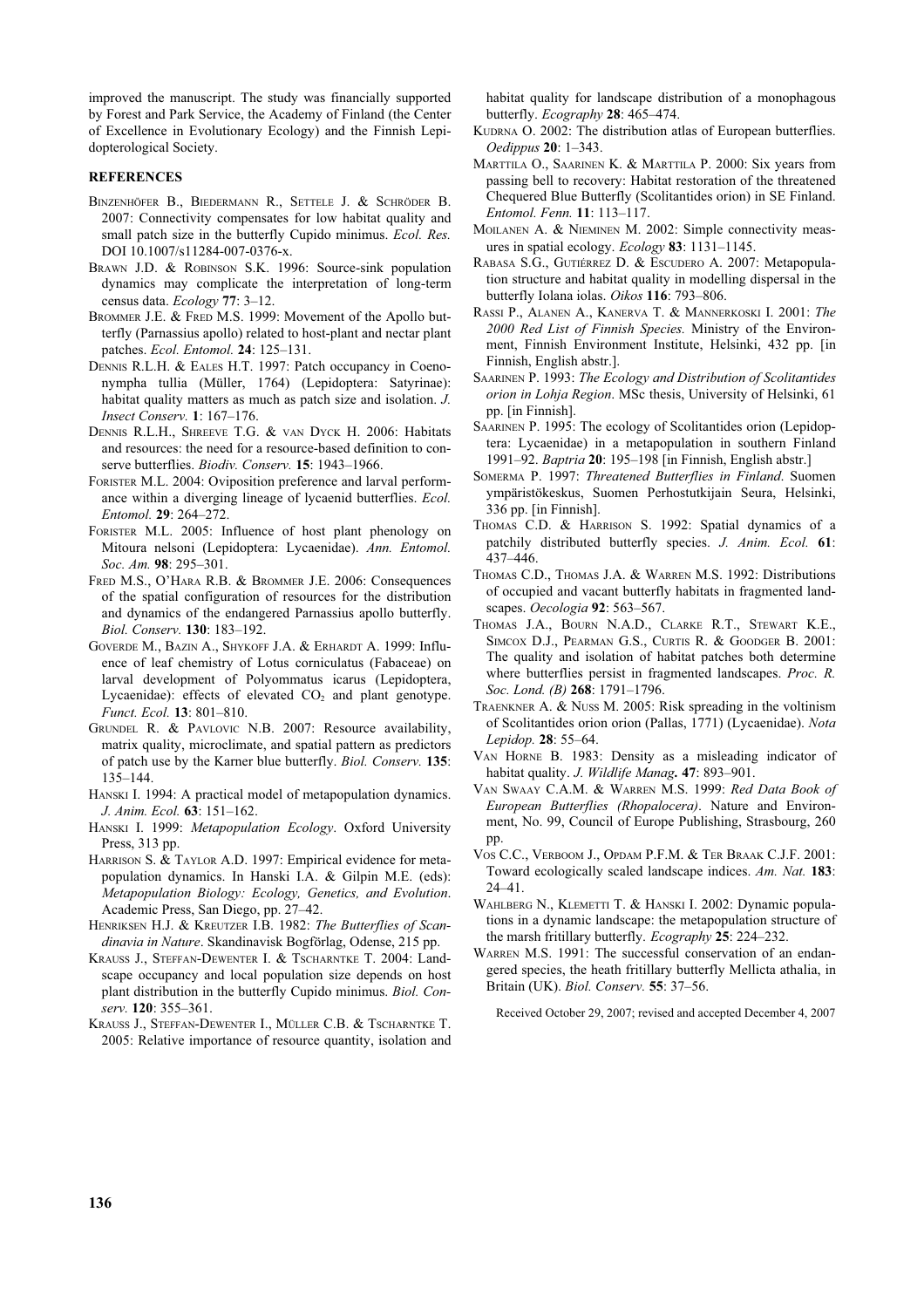improved the manuscript. The study was financially supported by Forest and Park Service, the Academy of Finland (the Center of Excellence in Evolutionary Ecology) and the Finnish Lepidopterological Society.

## REFERENCES

Binzenhöfer B., Biedermann R., Settele J. & Schröder B. 2007: Connectivity compensates for low habitat quality and small patch size in the butterfly Cupido minimus. *Ecol. Res.* DOI 10.1007/s11284-007-0376-x.

Brawn J.D. & Robinson S.K. 1996: Source-sink population dynamics may complicate the interpretation of long-term census data. *Ecology* **77**: 3–12.

Brommer J.E. & Fred M.S. 1999: Movement of the Apollo butterfly (Parnassius apollo) related to host-plant and nectar plant patches. *Ecol. Entomol.* **24**: 125–131.

Dennis R.L.H. & Eales H.T. 1997: Patch occupancy in Coenonympha tullia (Müller, 1764) (Lepidoptera: Satyrinae): habitat quality matters as much as patch size and isolation. *J. Insect Conserv.* **1**: 167–176.

Dennis R.L.H., Shreeve T.G. & van Dyck H. 2006: Habitats and resources: the need for a resource-based definition to conserve butterflies. *Biodiv. Conserv.* **15**: 1943–1966.

Forister M.L. 2004: Oviposition preference and larval performance within a diverging lineage of lycaenid butterflies. *Ecol. Entomol.* **29**: 264–272.

Forister M.L. 2005: Influence of host plant phenology on Mitoura nelsoni (Lepidoptera: Lycaenidae). *Ann. Entomol. Soc. Am.* **98**: 295–301.

Fred M.S., O'Hara R.B. & Brommer J.E. 2006: Consequences of the spatial configuration of resources for the distribution and dynamics of the endangered Parnassius apollo butterfly. *Biol. Conserv.* **130**: 183–192.

Goverde M., Bazin A., Shykoff J.A. & Erhardt A. 1999: Influence of leaf chemistry of Lotus corniculatus (Fabaceae) on larval development of Polyommatus icarus (Lepidoptera, Lycaenidae): effects of elevated $CO_2$ and plant genotype. *Funct. Ecol.* **13**: 801–810.

Grundel R. & Pavlovic N.B. 2007: Resource availability, matrix quality, microclimate, and spatial pattern as predictors of patch use by the Karner blue butterfly. *Biol. Conserv.* **135**: 135–144.

Hanski I. 1994: A practical model of metapopulation dynamics. *J. Anim. Ecol.* **63**: 151–162.

Hanski I. 1999: *Metapopulation Ecology*. Oxford University Press, 313 pp.

Harrison S. & Taylor A.D. 1997: Empirical evidence for metapopulation dynamics. In Hanski I.A. & Gilpin M.E. (eds): *Metapopulation Biology: Ecology, Genetics, and Evolution*. Academic Press, San Diego, pp. 27–42.

Henriksen H.J. & Kreutzer I.B. 1982: *The Butterflies of Scandinavia in Nature*. Skandinavisk Bogförlag, Odense, 215 pp.

Krauss J., Steffan-Dewenter I. & Tscharntke T. 2004: Landscape occupancy and local population size depends on host plant distribution in the butterfly Cupido minimus. *Biol. Conserv.* **120**: 355–361.

Krauss J., Steffan-Dewenter I., Müller C.B. & Tscharntke T. 2005: Relative importance of resource quantity, isolation and habitat quality for landscape distribution of a monophagous butterfly. *Ecography* **28**: 465–474.

Kudrna O. 2002: The distribution atlas of European butterflies. *Oedippus* **20**: 1–343.

Marttila O., Saarinen K. & Marttila P. 2000: Six years from passing bell to recovery: Habitat restoration of the threatened Chequered Blue Butterfly (Scolitantides orion) in SE Finland. *Entomol. Fenn.* **11**: 113–117.

Moilanen A. & Nieminen M. 2002: Simple connectivity measures in spatial ecology. *Ecology* **83**: 1131–1145.

Rabasa S.G., Gutiérrez D. & Escudero A. 2007: Metapopulation structure and habitat quality in modelling dispersal in the butterfly Iolana iolas. *Oikos* **116**: 793–806.

Rassi P., Alanen A., Kanerva T. & Mannerkoski I. 2001: *The 2000 Red List of Finnish Species.* Ministry of the Environment, Finnish Environment Institute, Helsinki, 432 pp. [in Finnish, English abstr.].

Saarinen P. 1993: *The Ecology and Distribution of Scolitantides orion in Lohja Region*. MSc thesis, University of Helsinki, 61 pp. [in Finnish].

Saarinen P. 1995: The ecology of Scolitantides orion (Lepidoptera: Lycaenidae) in a metapopulation in southern Finland 1991–92. *Baptria* **20**: 195–198 [in Finnish, English abstr.]

Somerma P. 1997: *Threatened Butterflies in Finland*. Suomen ympäristökeskus, Suomen Perhostutkijain Seura, Helsinki, 336 pp. [in Finnish].

Thomas C.D. & Harrison S. 1992: Spatial dynamics of a patchily distributed butterfly species. *J. Anim. Ecol.* **61**: 437–446.

Thomas C.D., Thomas J.A. & Warren M.S. 1992: Distributions of occupied and vacant butterfly habitats in fragmented landscapes. *Oecologia* **92**: 563–567.

Thomas J.A., Bourn N.A.D., Clarke R.T., Stewart K.E., Simcox D.J., Pearman G.S., Curtis R. & Goodger B. 2001: The quality and isolation of habitat patches both determine where butterflies persist in fragmented landscapes. *Proc. R. Soc. Lond. (B)* **268**: 1791–1796.

Traenkner A. & Nuss M. 2005: Risk spreading in the voltinism of Scolitantides orion orion (Pallas, 1771) (Lycaenidae). *Nota Lepidop.* **28**: 55–64.

Van Horne B. 1983: Density as a misleading indicator of habitat quality. *J. Wildlife Manag.* **47**: 893–901.

Van Swaay C.A.M. & Warren M.S. 1999: *Red Data Book of European Butterflies (Rhopalocera)*. Nature and Environment, No. 99, Council of Europe Publishing, Strasbourg, 260 pp.

Vos C.C., Verboom J., Opdam P.F.M. & Ter Braak C.J.F. 2001: Toward ecologically scaled landscape indices. *Am. Nat.* **183**: 24–41.

Wahlberg N., Klemetti T. & Hanski I. 2002: Dynamic populations in a dynamic landscape: the metapopulation structure of the marsh fritillary butterfly. *Ecography* **25**: 224–232.

Warren M.S. 1991: The successful conservation of an endangered species, the heath fritillary butterfly Mellicta athalia, in Britain (UK). *Biol. Conserv.* **55**: 37–56.

Received October 29, 2007; revised and accepted December 4, 2007